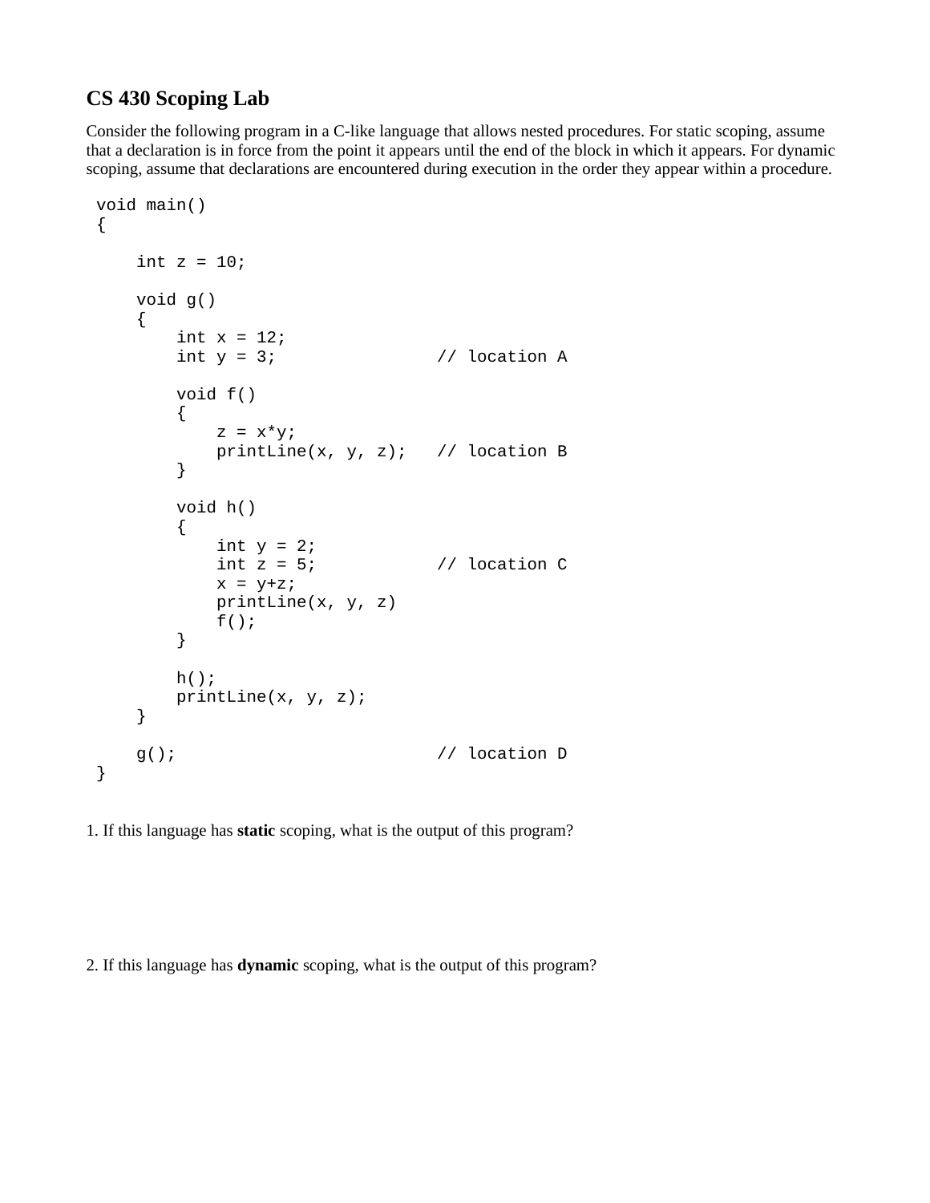# CS 430 Scoping Lab

Consider the following program in a C-like language that allows nested procedures. For static scoping, assume that a declaration is in force from the point it appears until the end of the block in which it appears. For dynamic scoping, assume that declarations are encountered during execution in the order they appear within a procedure.

```
void main()
{

    int z = 10;

    void g()
    {
        int x = 12;
        int y = 3;              // location A

        void f()
        {
            z = x*y;
            printLine(x, y, z);   // location B
        }

        void h()
        {
            int y = 2;
            int z = 5;          // location C
            x = y+z;
            printLine(x, y, z)
            f();
        }

        h();
        printLine(x, y, z);
    }

    g();                        // location D
}
```

1. If this language has **static** scoping, what is the output of this program?

2. If this language has **dynamic** scoping, what is the output of this program?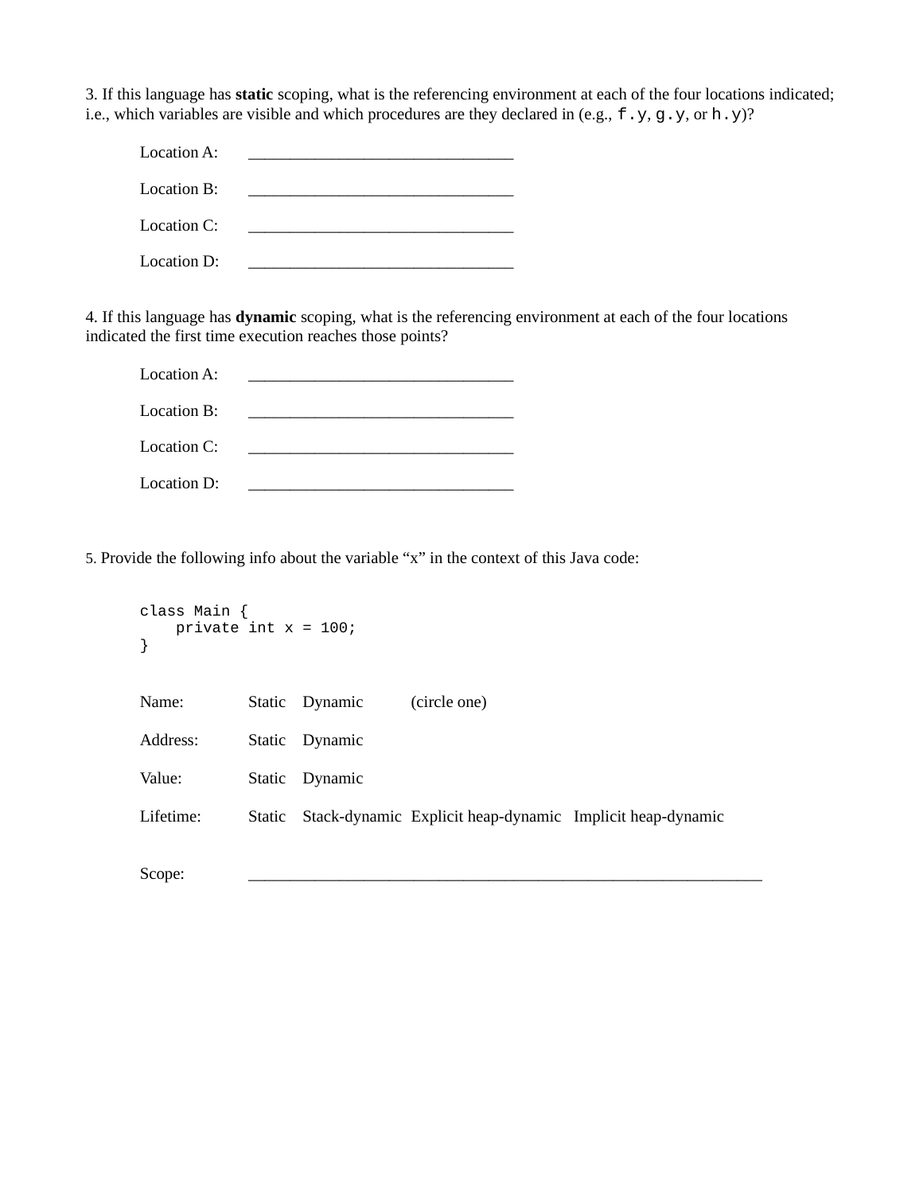3. If this language has **static** scoping, what is the referencing environment at each of the four locations indicated; i.e., which variables are visible and which procedures are they declared in (e.g., `f.y`, `g.y`, or `h.y`)?

Location A: ________________________________

Location B: ________________________________

Location C: ________________________________

Location D: ________________________________

4. If this language has **dynamic** scoping, what is the referencing environment at each of the four locations indicated the first time execution reaches those points?

Location A: ________________________________

Location B: ________________________________

Location C: ________________________________

Location D: ________________________________

5. Provide the following info about the variable "x" in the context of this Java code:

```
class Main {
    private int x = 100;
}
```

Name: Static Dynamic (circle one)

Address: Static Dynamic

Value: Static Dynamic

Lifetime: Static Stack-dynamic Explicit heap-dynamic Implicit heap-dynamic

Scope: ________________________________________________________________